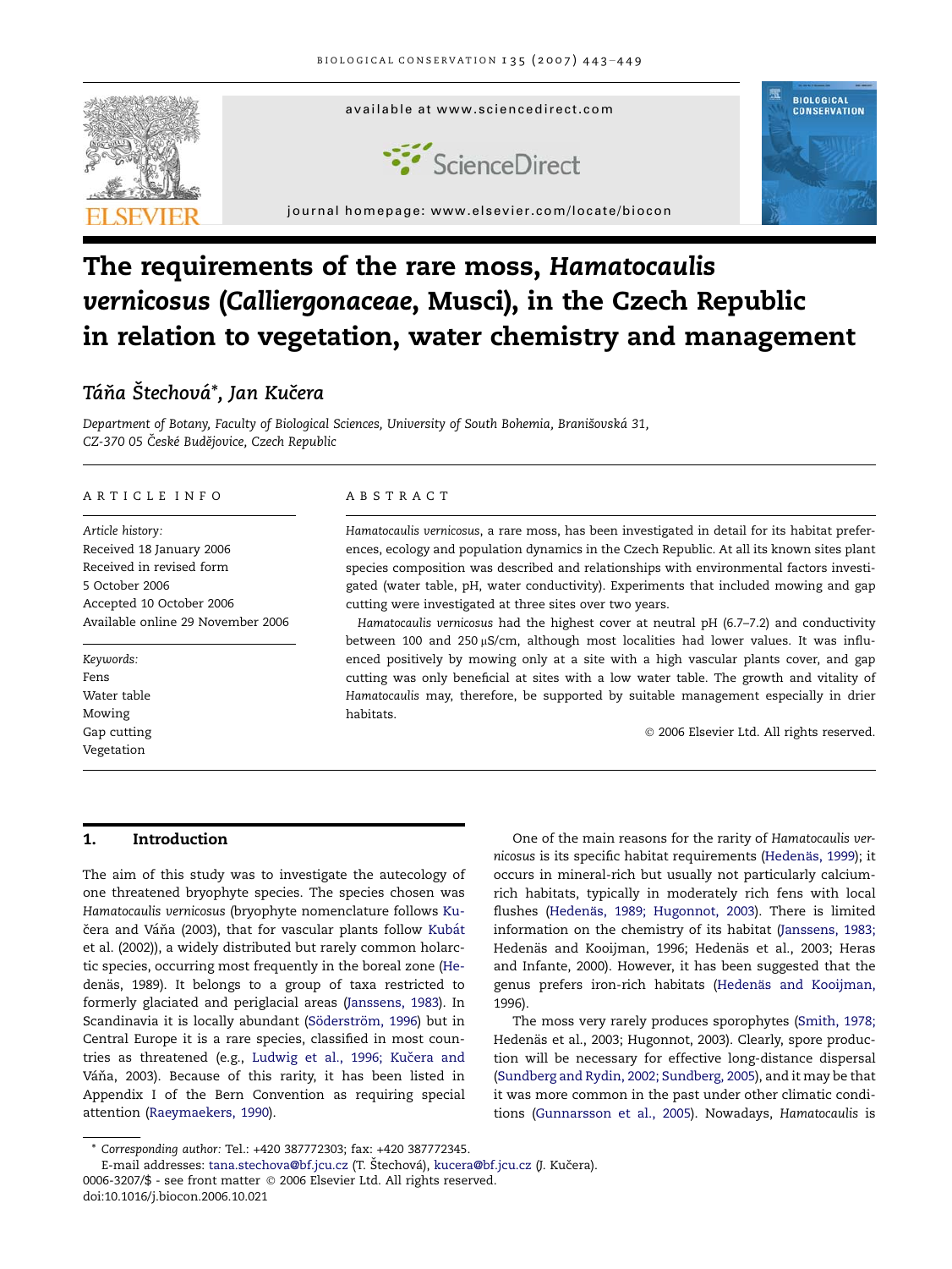# The requirements of the rare moss, *Hamatocaulis vernicosus* (*Calliergonaceae*, Musci), in the Czech Republic in relation to vegetation, water chemistry and management

*Táňa Štechová*\*, *Jan Kučera*

*Department of Botany, Faculty of Biological Sciences, University of South Bohemia, Branišovská 31, CZ-370 05 České Budějovice, Czech Republic*

## ARTICLE INFO

*Article history:*
Received 18 January 2006
Received in revised form
5 October 2006
Accepted 10 October 2006
Available online 29 November 2006

*Keywords:*
Fens
Water table
Mowing
Gap cutting
Vegetation

## ABSTRACT

*Hamatocaulis vernicosus*, a rare moss, has been investigated in detail for its habitat preferences, ecology and population dynamics in the Czech Republic. At all its known sites plant species composition was described and relationships with environmental factors investigated (water table, pH, water conductivity). Experiments that included mowing and gap cutting were investigated at three sites over two years.

*Hamatocaulis vernicosus* had the highest cover at neutral pH (6.7–7.2) and conductivity between 100 and 250 μS/cm, although most localities had lower values. It was influenced positively by mowing only at a site with a high vascular plants cover, and gap cutting was only beneficial at sites with a low water table. The growth and vitality of *Hamatocaulis* may, therefore, be supported by suitable management especially in drier habitats.

© 2006 Elsevier Ltd. All rights reserved.

## 1. Introduction

The aim of this study was to investigate the autecology of one threatened bryophyte species. The species chosen was *Hamatocaulis vernicosus* (bryophyte nomenclature follows Kučera and Váňa (2003), that for vascular plants follow Kubát et al. (2002)), a widely distributed but rarely common holarctic species, occurring most frequently in the boreal zone (Hedenäs, 1989). It belongs to a group of taxa restricted to formerly glaciated and periglacial areas (Janssens, 1983). In Scandinavia it is locally abundant (Söderström, 1996) but in Central Europe it is a rare species, classified in most countries as threatened (e.g., Ludwig et al., 1996; Kučera and Váňa, 2003). Because of this rarity, it has been listed in Appendix I of the Bern Convention as requiring special attention (Raeymaekers, 1990).

One of the main reasons for the rarity of *Hamatocaulis vernicosus* is its specific habitat requirements (Hedenäs, 1999); it occurs in mineral-rich but usually not particularly calcium-rich habitats, typically in moderately rich fens with local flushes (Hedenäs, 1989; Hugonnot, 2003). There is limited information on the chemistry of its habitat (Janssens, 1983; Hedenäs and Kooijman, 1996; Hedenäs et al., 2003; Heras and Infante, 2000). However, it has been suggested that the genus prefers iron-rich habitats (Hedenäs and Kooijman, 1996).

The moss very rarely produces sporophytes (Smith, 1978; Hedenäs et al., 2003; Hugonnot, 2003). Clearly, spore production will be necessary for effective long-distance dispersal (Sundberg and Rydin, 2002; Sundberg, 2005), and it may be that it was more common in the past under other climatic conditions (Gunnarsson et al., 2005). Nowadays, *Hamatocaulis* is

\* Corresponding author: Tel.: +420 387772303; fax: +420 387772345.
E-mail addresses: tana.stechova@bf.jcu.cz (T. Štechová), kucera@bf.jcu.cz (J. Kučera).
0006-3207/$ - see front matter © 2006 Elsevier Ltd. All rights reserved.
doi:10.1016/j.biocon.2006.10.021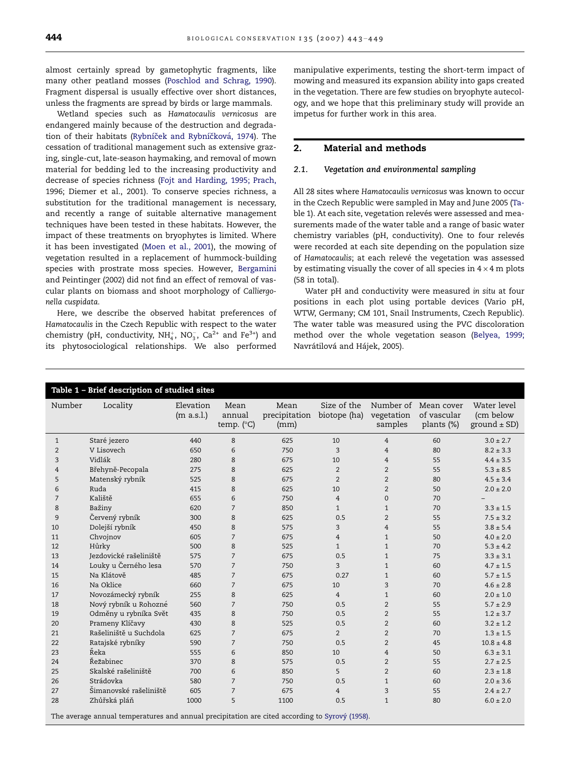almost certainly spread by gametophytic fragments, like many other peatland mosses (Poschlod and Schrag, 1990). Fragment dispersal is usually effective over short distances, unless the fragments are spread by birds or large mammals.

Wetland species such as *Hamatocaulis vernicosus* are endangered mainly because of the destruction and degradation of their habitats (Rybníček and Rybníčková, 1974). The cessation of traditional management such as extensive grazing, single-cut, late-season haymaking, and removal of mown material for bedding led to the increasing productivity and decrease of species richness (Fojt and Harding, 1995; Prach, 1996; Diemer et al., 2001). To conserve species richness, a substitution for the traditional management is necessary, and recently a range of suitable alternative management techniques have been tested in these habitats. However, the impact of these treatments on bryophytes is limited. Where it has been investigated (Moen et al., 2001), the mowing of vegetation resulted in a replacement of hummock-building species with prostrate moss species. However, Bergamini and Peintinger (2002) did not find an effect of removal of vascular plants on biomass and shoot morphology of *Calliergonella cuspidata*.

Here, we describe the observed habitat preferences of *Hamatocaulis* in the Czech Republic with respect to the water chemistry (pH, conductivity, $NH_4^+$, $NO_3^-$, $Ca^{2+}$ and $Fe^{3+}$) and its phytosociological relationships. We also performed manipulative experiments, testing the short-term impact of mowing and measured its expansion ability into gaps created in the vegetation. There are few studies on bryophyte autecology, and we hope that this preliminary study will provide an impetus for further work in this area.

## 2. Material and methods

### 2.1. Vegetation and environmental sampling

All 28 sites where *Hamatocaulis vernicosus* was known to occur in the Czech Republic were sampled in May and June 2005 (Table 1). At each site, vegetation relevés were assessed and measurements made of the water table and a range of basic water chemistry variables (pH, conductivity). One to four relevés were recorded at each site depending on the population size of *Hamatocaulis*; at each relevé the vegetation was assessed by estimating visually the cover of all species in 4 × 4 m plots (58 in total).

Water pH and conductivity were measured *in situ* at four positions in each plot using portable devices (Vario pH, WTW, Germany; CM 101, Snail Instruments, Czech Republic). The water table was measured using the PVC discoloration method over the whole vegetation season (Belyea, 1999; Navrátilová and Hájek, 2005).

**Table 1 – Brief description of studied sites**

| Number | Locality | Elevation (m a.s.l.) | Mean annual temp. (°C) | Mean precipitation (mm) | Size of the biotope (ha) | Number of vegetation samples | Mean cover of vascular plants (%) | Water level (cm below ground ± SD) |
|---|---|---|---|---|---|---|---|---|
| 1 | Staré jezero | 440 | 8 | 625 | 10 | 4 | 60 | 3.0 ± 2.7 |
| 2 | V Lisovech | 650 | 6 | 750 | 3 | 4 | 80 | 8.2 ± 3.3 |
| 3 | Vidlák | 280 | 8 | 675 | 10 | 4 | 55 | 4.4 ± 3.5 |
| 4 | Břehyně-Pecopala | 275 | 8 | 625 | 2 | 2 | 55 | 5.3 ± 8.5 |
| 5 | Matenský rybník | 525 | 8 | 675 | 2 | 2 | 80 | 4.5 ± 3.4 |
| 6 | Ruda | 415 | 8 | 625 | 10 | 2 | 50 | 2.0 ± 2.0 |
| 7 | Kaliště | 655 | 6 | 750 | 4 | 0 | 70 | – |
| 8 | Bažiny | 620 | 7 | 850 | 1 | 1 | 70 | 3.3 ± 1.5 |
| 9 | Červený rybník | 300 | 8 | 625 | 0.5 | 2 | 55 | 7.5 ± 3.2 |
| 10 | Dolejší rybník | 450 | 8 | 575 | 3 | 4 | 55 | 3.8 ± 5.4 |
| 11 | Chvojnov | 605 | 7 | 675 | 4 | 1 | 50 | 4.0 ± 2.0 |
| 12 | Hůrky | 500 | 8 | 525 | 1 | 1 | 70 | 5.3 ± 4.2 |
| 13 | Jezdovické rašeliniště | 575 | 7 | 675 | 0.5 | 1 | 75 | 3.3 ± 3.1 |
| 14 | Louky u Černého lesa | 570 | 7 | 750 | 3 | 1 | 60 | 4.7 ± 1.5 |
| 15 | Na Klátově | 485 | 7 | 675 | 0.27 | 1 | 60 | 5.7 ± 1.5 |
| 16 | Na Oklice | 660 | 7 | 675 | 10 | 3 | 70 | 4.6 ± 2.8 |
| 17 | Novozámecký rybník | 255 | 8 | 625 | 4 | 1 | 60 | 2.0 ± 1.0 |
| 18 | Nový rybník u Rohozné | 560 | 7 | 750 | 0.5 | 2 | 55 | 5.7 ± 2.9 |
| 19 | Odměny u rybníka Svět | 435 | 8 | 750 | 0.5 | 2 | 55 | 1.2 ± 3.7 |
| 20 | Prameny Klíčavy | 430 | 8 | 525 | 0.5 | 2 | 60 | 3.2 ± 1.2 |
| 21 | Rašeliniště u Suchdola | 625 | 7 | 675 | 2 | 2 | 70 | 1.3 ± 1.5 |
| 22 | Ratajské rybníky | 590 | 7 | 750 | 0.5 | 2 | 45 | 10.8 ± 4.8 |
| 23 | Řeka | 555 | 6 | 850 | 10 | 4 | 50 | 6.3 ± 3.1 |
| 24 | Řežabinec | 370 | 8 | 575 | 0.5 | 2 | 55 | 2.7 ± 2.5 |
| 25 | Skalské rašeliniště | 700 | 6 | 850 | 5 | 2 | 60 | 2.3 ± 1.8 |
| 26 | Strádovka | 580 | 7 | 750 | 0.5 | 1 | 60 | 2.0 ± 3.6 |
| 27 | Šimanovské rašeliniště | 605 | 7 | 675 | 4 | 3 | 55 | 2.4 ± 2.7 |
| 28 | Zhůřská pláň | 1000 | 5 | 1100 | 0.5 | 1 | 80 | 6.0 ± 2.0 |

The average annual temperatures and annual precipitation are cited according to Syrový (1958).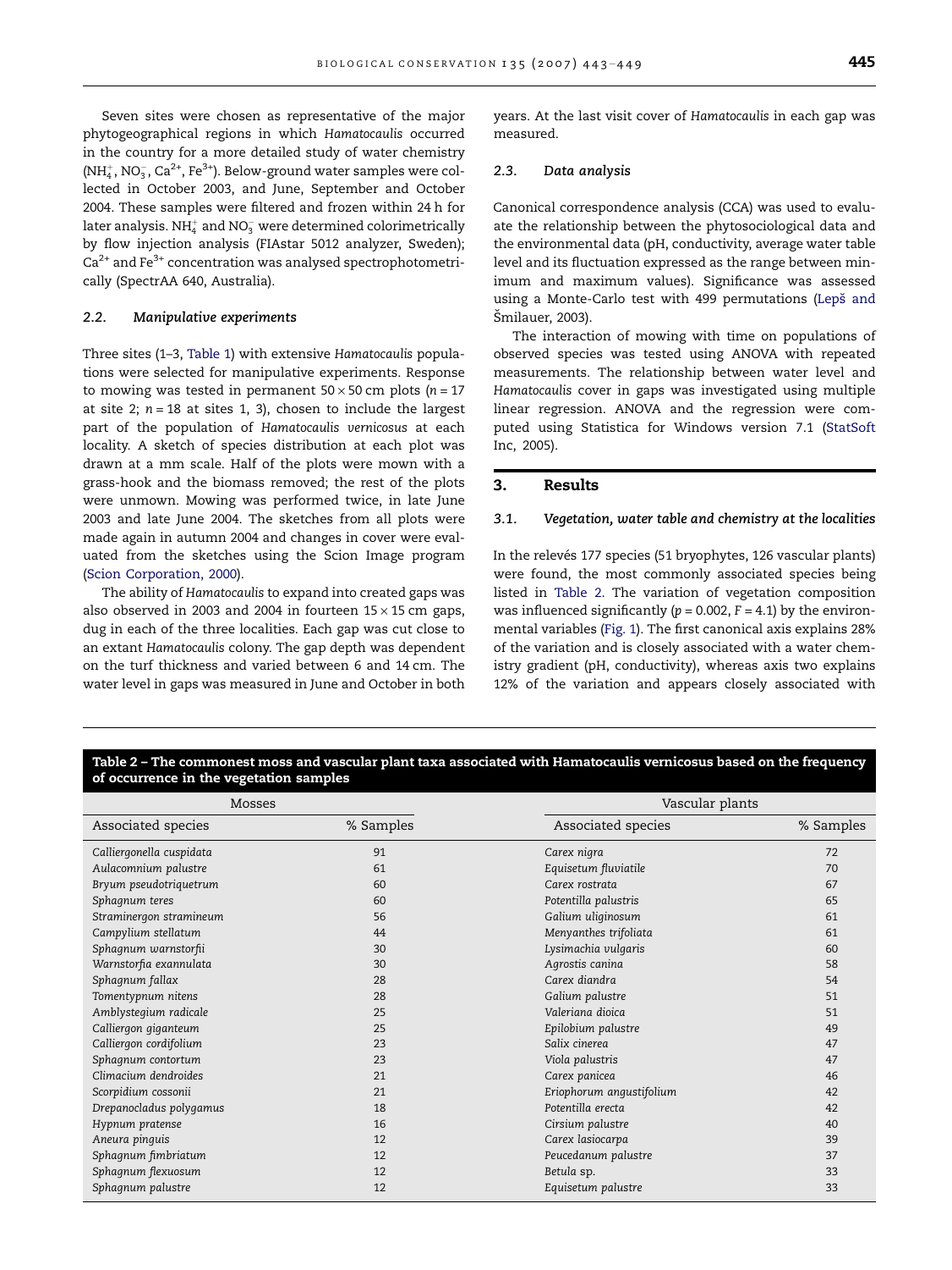Seven sites were chosen as representative of the major phytogeographical regions in which *Hamatocaulis* occurred in the country for a more detailed study of water chemistry ($NH_4^+$, $NO_3^-$, $Ca^{2+}$, $Fe^{3+}$). Below-ground water samples were collected in October 2003, and June, September and October 2004. These samples were filtered and frozen within 24 h for later analysis. $NH_4^+$ and $NO_3^-$ were determined colorimetrically by flow injection analysis (FIAstar 5012 analyzer, Sweden); $Ca^{2+}$ and $Fe^{3+}$ concentration was analysed spectrophotometrically (SpectrAA 640, Australia).

### 2.2. Manipulative experiments

Three sites (1–3, Table 1) with extensive *Hamatocaulis* populations were selected for manipulative experiments. Response to mowing was tested in permanent 50 × 50 cm plots ($n = 17$ at site 2; $n = 18$ at sites 1, 3), chosen to include the largest part of the population of *Hamatocaulis vernicosus* at each locality. A sketch of species distribution at each plot was drawn at a mm scale. Half of the plots were mown with a grass-hook and the biomass removed; the rest of the plots were unmown. Mowing was performed twice, in late June 2003 and late June 2004. The sketches from all plots were made again in autumn 2004 and changes in cover were evaluated from the sketches using the Scion Image program (Scion Corporation, 2000).

The ability of *Hamatocaulis* to expand into created gaps was also observed in 2003 and 2004 in fourteen 15 × 15 cm gaps, dug in each of the three localities. Each gap was cut close to an extant *Hamatocaulis* colony. The gap depth was dependent on the turf thickness and varied between 6 and 14 cm. The water level in gaps was measured in June and October in both years. At the last visit cover of *Hamatocaulis* in each gap was measured.

### 2.3. Data analysis

Canonical correspondence analysis (CCA) was used to evaluate the relationship between the phytosociological data and the environmental data (pH, conductivity, average water table level and its fluctuation expressed as the range between minimum and maximum values). Significance was assessed using a Monte-Carlo test with 499 permutations (Lepš and Šmilauer, 2003).

The interaction of mowing with time on populations of observed species was tested using ANOVA with repeated measurements. The relationship between water level and *Hamatocaulis* cover in gaps was investigated using multiple linear regression. ANOVA and the regression were computed using Statistica for Windows version 7.1 (StatSoft Inc, 2005).

## 3. Results

### 3.1. Vegetation, water table and chemistry at the localities

In the relevés 177 species (51 bryophytes, 126 vascular plants) were found, the most commonly associated species being listed in Table 2. The variation of vegetation composition was influenced significantly ($p = 0.002$, $F = 4.1$) by the environmental variables (Fig. 1). The first canonical axis explains 28% of the variation and is closely associated with a water chemistry gradient (pH, conductivity), whereas axis two explains 12% of the variation and appears closely associated with

**Table 2 – The commonest moss and vascular plant taxa associated with Hamatocaulis vernicosus based on the frequency of occurrence in the vegetation samples**

| Mosses | | Vascular plants | |
|---|---|---|---|
| Associated species | % Samples | Associated species | % Samples |
| *Calliergonella cuspidata* | 91 | *Carex nigra* | 72 |
| *Aulacomnium palustre* | 61 | *Equisetum fluviatile* | 70 |
| *Bryum pseudotriquetrum* | 60 | *Carex rostrata* | 67 |
| *Sphagnum teres* | 60 | *Potentilla palustris* | 65 |
| *Straminergon stramineum* | 56 | *Galium uliginosum* | 61 |
| *Campylium stellatum* | 44 | *Menyanthes trifoliata* | 61 |
| *Sphagnum warnstorfii* | 30 | *Lysimachia vulgaris* | 60 |
| *Warnstorfia exannulata* | 30 | *Agrostis canina* | 58 |
| *Sphagnum fallax* | 28 | *Carex diandra* | 54 |
| *Tomentypnum nitens* | 28 | *Galium palustre* | 51 |
| *Amblystegium radicale* | 25 | *Valeriana dioica* | 51 |
| *Calliergon giganteum* | 25 | *Epilobium palustre* | 49 |
| *Calliergon cordifolium* | 23 | *Salix cinerea* | 47 |
| *Sphagnum contortum* | 23 | *Viola palustris* | 47 |
| *Climacium dendroides* | 21 | *Carex panicea* | 46 |
| *Scorpidium cossonii* | 21 | *Eriophorum angustifolium* | 42 |
| *Drepanocladus polygamus* | 18 | *Potentilla erecta* | 42 |
| *Hypnum pratense* | 16 | *Cirsium palustre* | 40 |
| *Aneura pinguis* | 12 | *Carex lasiocarpa* | 39 |
| *Sphagnum fimbriatum* | 12 | *Peucedanum palustre* | 37 |
| *Sphagnum flexuosum* | 12 | *Betula* sp. | 33 |
| *Sphagnum palustre* | 12 | *Equisetum palustre* | 33 |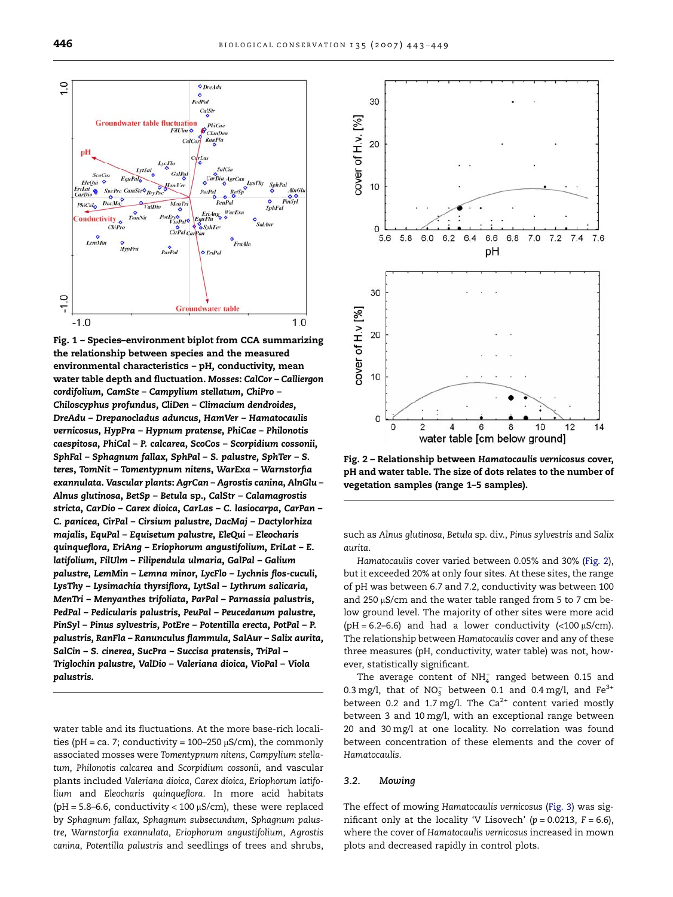**Fig. 1 – Species–environment biplot from CCA summarizing the relationship between species and the measured environmental characteristics – pH, conductivity, mean water table depth and fluctuation. Mosses: CalCor – *Calliergon cordifolium*, CamSte – *Campylium stellatum*, ChiPro – *Chiloscyphus profundus*, CliDen – *Climacium dendroides*, DreAdu – *Drepanocladus aduncus*, HamVer – *Hamatocaulis vernicosus*, HypPra – *Hypnum pratense*, PhiCae – *Philonotis caespitosa*, PhiCal – *P. calcarea*, ScoCos – *Scorpidium cossonii*, SphFal – *Sphagnum fallax*, SphPal – *S. palustre*, SphTer – *S. teres*, TomNit – *Tomentypnum nitens*, WarExa – *Warnstorfia exannulata*. Vascular plants: AgrCan – *Agrostis canina*, AlnGlu – *Alnus glutinosa*, BetSp – *Betula* sp., CalStr – *Calamagrostis stricta*, CarDio – *Carex dioica*, CarLas – *C. lasiocarpa*, CarPan – *C. panicea*, CirPal – *Cirsium palustre*, DacMaj – *Dactylorhiza majalis*, EquPal – *Equisetum palustre*, EleQui – *Eleocharis quinqueflora*, EriAng – *Eriophorum angustifolium*, EriLat – *E. latifolium*, FilUlm – *Filipendula ulmaria*, GalPal – *Galium palustre*, LemMin – *Lemna minor*, LycFlo – *Lychnis flos-cuculi*, LysThy – *Lysimachia thyrsiflora*, LytSal – *Lythrum salicaria*, MenTri – *Menyanthes trifoliata*, ParPal – *Parnassia palustris*, PedPal – *Pedicularis palustris*, PeuPal – *Peucedanum palustre*, PinSyl – *Pinus sylvestris*, PotEre – *Potentilla erecta*, PotPal – *P. palustris*, RanFla – *Ranunculus flammula*, SalAur – *Salix aurita*, SalCin – *S. cinerea*, SucPra – *Succisa pratensis*, TriPal – *Triglochin palustre*, ValDio – *Valeriana dioica*, VioPal – *Viola palustris*.**

water table and its fluctuations. At the more base-rich localities (pH = ca. 7; conductivity = 100–250 μS/cm), the commonly associated mosses were *Tomentypnum nitens*, *Campylium stellatum*, *Philonotis calcarea* and *Scorpidium cossonii*, and vascular plants included *Valeriana dioica*, *Carex dioica*, *Eriophorum latifolium* and *Eleocharis quinqueflora*. In more acid habitats (pH = 5.8–6.6, conductivity < 100 μS/cm), these were replaced by *Sphagnum fallax*, *Sphagnum subsecundum*, *Sphagnum palustre*, *Warnstorfia exannulata*, *Eriophorum angustifolium*, *Agrostis canina*, *Potentilla palustris* and seedlings of trees and shrubs, such as *Alnus glutinosa*, *Betula* sp. div., *Pinus sylvestris* and *Salix aurita*.

**Fig. 2 – Relationship between *Hamatocaulis vernicosus* cover, pH and water table. The size of dots relates to the number of vegetation samples (range 1–5 samples).**

*Hamatocaulis* cover varied between 0.05% and 30% (Fig. 2), but it exceeded 20% at only four sites. At these sites, the range of pH was between 6.7 and 7.2, conductivity was between 100 and 250 μS/cm and the water table ranged from 5 to 7 cm below ground level. The majority of other sites were more acid (pH = 6.2–6.6) and had a lower conductivity (<100 μS/cm). The relationship between *Hamatocaulis* cover and any of these three measures (pH, conductivity, water table) was not, however, statistically significant.

The average content of $NH_4^+$ ranged between 0.15 and 0.3 mg/l, that of $NO_3^-$ between 0.1 and 0.4 mg/l, and $Fe^{3+}$ between 0.2 and 1.7 mg/l. The $Ca^{2+}$ content varied mostly between 3 and 10 mg/l, with an exceptional range between 20 and 30 mg/l at one locality. No correlation was found between concentration of these elements and the cover of *Hamatocaulis*.

### 3.2. Mowing

The effect of mowing *Hamatocaulis vernicosus* (Fig. 3) was significant only at the locality 'V Lisovech' ($p = 0.0213$, $F = 6.6$), where the cover of *Hamatocaulis vernicosus* increased in mown plots and decreased rapidly in control plots.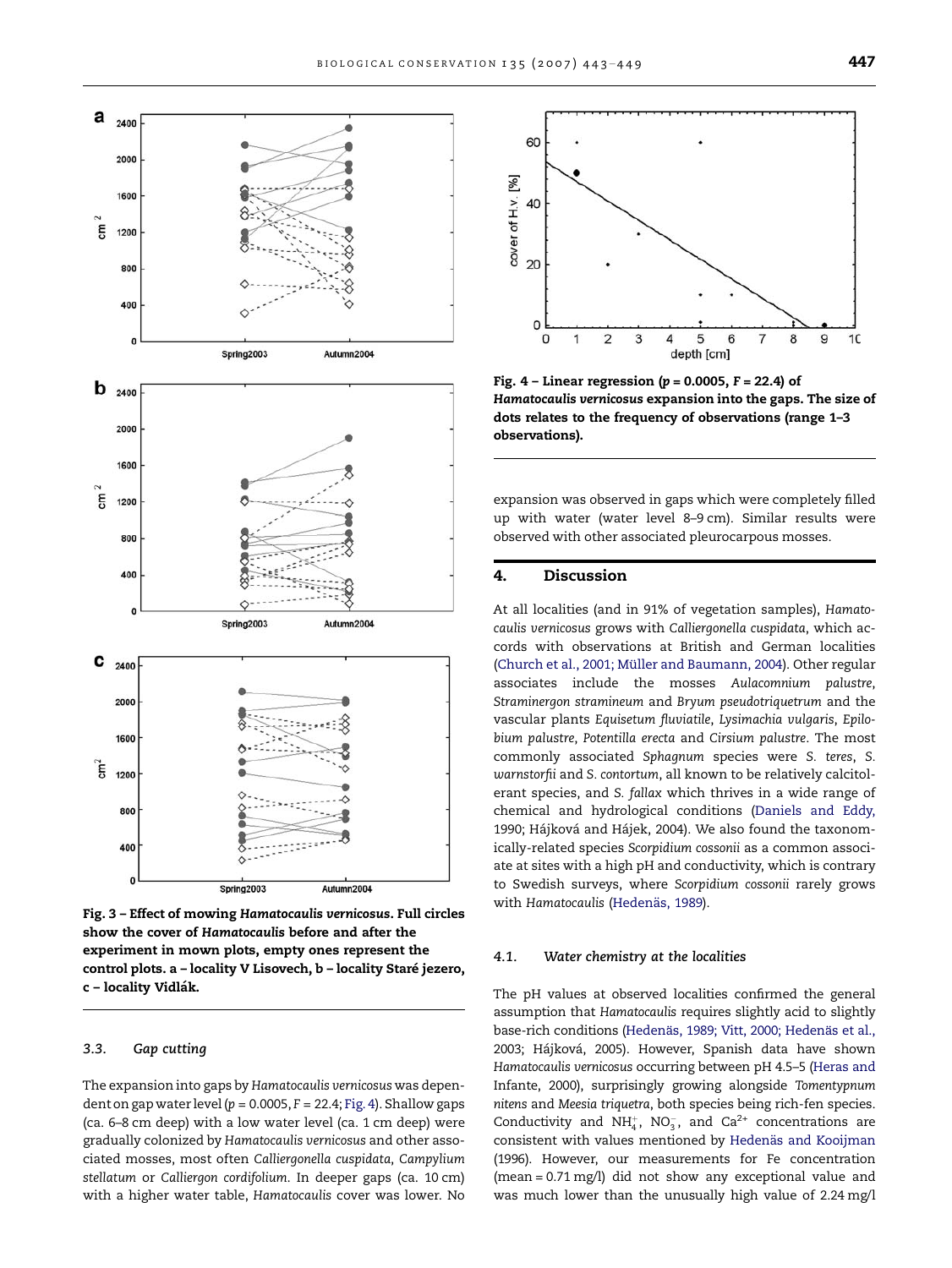Fig. 3 – Effect of mowing *Hamatocaulis vernicosus*. Full circles show the cover of *Hamatocaulis* before and after the experiment in mown plots, empty ones represent the control plots. a – locality V Lisovech, b – locality Staré jezero, c – locality Vidlák.

### 3.3. Gap cutting

The expansion into gaps by *Hamatocaulis vernicosus* was dependent on gap water level ($p = 0.0005$, $F = 22.4$; Fig. 4). Shallow gaps (ca. 6–8 cm deep) with a low water level (ca. 1 cm deep) were gradually colonized by *Hamatocaulis vernicosus* and other associated mosses, most often *Calliergonella cuspidata*, *Campylium stellatum* or *Calliergon cordifolium*. In deeper gaps (ca. 10 cm) with a higher water table, *Hamatocaulis* cover was lower. No expansion was observed in gaps which were completely filled up with water (water level 8–9 cm). Similar results were observed with other associated pleurocarpous mosses.

Fig. 4 – Linear regression ($p = 0.0005$, $F = 22.4$) of *Hamatocaulis vernicosus* expansion into the gaps. The size of dots relates to the frequency of observations (range 1–3 observations).

## 4. Discussion

At all localities (and in 91% of vegetation samples), *Hamatocaulis vernicosus* grows with *Calliergonella cuspidata*, which accords with observations at British and German localities (Church et al., 2001; Müller and Baumann, 2004). Other regular associates include the mosses *Aulacomnium palustre*, *Straminergon stramineum* and *Bryum pseudotriquetrum* and the vascular plants *Equisetum fluviatile*, *Lysimachia vulgaris*, *Epilobium palustre*, *Potentilla erecta* and *Cirsium palustre*. The most commonly associated *Sphagnum* species were *S. teres*, *S. warnstorfii* and *S. contortum*, all known to be relatively calcitolerant species, and *S. fallax* which thrives in a wide range of chemical and hydrological conditions (Daniels and Eddy, 1990; Hájková and Hájek, 2004). We also found the taxonomically-related species *Scorpidium cossonii* as a common associate at sites with a high pH and conductivity, which is contrary to Swedish surveys, where *Scorpidium cossonii* rarely grows with *Hamatocaulis* (Hedenäs, 1989).

### 4.1. Water chemistry at the localities

The pH values at observed localities confirmed the general assumption that *Hamatocaulis* requires slightly acid to slightly base-rich conditions (Hedenäs, 1989; Vitt, 2000; Hedenäs et al., 2003; Hájková, 2005). However, Spanish data have shown *Hamatocaulis vernicosus* occurring between pH 4.5–5 (Heras and Infante, 2000), surprisingly growing alongside *Tomentypnum nitens* and *Meesia triquetra*, both species being rich-fen species. Conductivity and $NH_4^+$, $NO_3^-$, and $Ca^{2+}$ concentrations are consistent with values mentioned by Hedenäs and Kooijman (1996). However, our measurements for Fe concentration (mean = 0.71 mg/l) did not show any exceptional value and was much lower than the unusually high value of 2.24 mg/l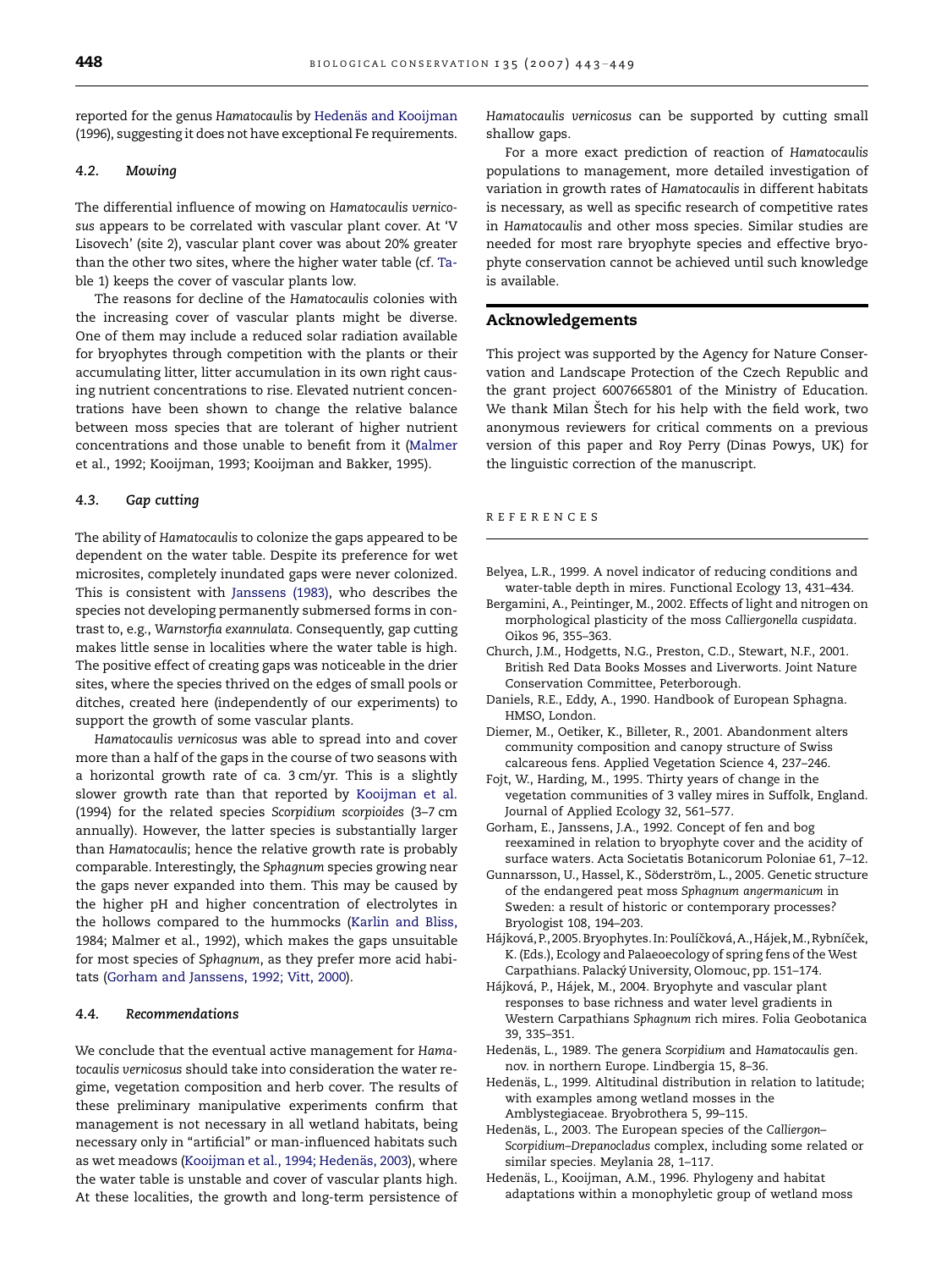reported for the genus *Hamatocaulis* by Hedenäs and Kooijman (1996), suggesting it does not have exceptional Fe requirements.

### 4.2. Mowing

The differential influence of mowing on *Hamatocaulis vernicosus* appears to be correlated with vascular plant cover. At 'V Lisovech' (site 2), vascular plant cover was about 20% greater than the other two sites, where the higher water table (cf. Table 1) keeps the cover of vascular plants low.

The reasons for decline of the *Hamatocaulis* colonies with the increasing cover of vascular plants might be diverse. One of them may include a reduced solar radiation available for bryophytes through competition with the plants or their accumulating litter, litter accumulation in its own right causing nutrient concentrations to rise. Elevated nutrient concentrations have been shown to change the relative balance between moss species that are tolerant of higher nutrient concentrations and those unable to benefit from it (Malmer et al., 1992; Kooijman, 1993; Kooijman and Bakker, 1995).

### 4.3. Gap cutting

The ability of *Hamatocaulis* to colonize the gaps appeared to be dependent on the water table. Despite its preference for wet microsites, completely inundated gaps were never colonized. This is consistent with Janssens (1983), who describes the species not developing permanently submersed forms in contrast to, e.g., *Warnstorfia exannulata*. Consequently, gap cutting makes little sense in localities where the water table is high. The positive effect of creating gaps was noticeable in the drier sites, where the species thrived on the edges of small pools or ditches, created here (independently of our experiments) to support the growth of some vascular plants.

*Hamatocaulis vernicosus* was able to spread into and cover more than a half of the gaps in the course of two seasons with a horizontal growth rate of ca. 3 cm/yr. This is a slightly slower growth rate than that reported by Kooijman et al. (1994) for the related species *Scorpidium scorpioides* (3–7 cm annually). However, the latter species is substantially larger than *Hamatocaulis*; hence the relative growth rate is probably comparable. Interestingly, the *Sphagnum* species growing near the gaps never expanded into them. This may be caused by the higher pH and higher concentration of electrolytes in the hollows compared to the hummocks (Karlin and Bliss, 1984; Malmer et al., 1992), which makes the gaps unsuitable for most species of *Sphagnum*, as they prefer more acid habitats (Gorham and Janssens, 1992; Vitt, 2000).

### 4.4. Recommendations

We conclude that the eventual active management for *Hamatocaulis vernicosus* should take into consideration the water regime, vegetation composition and herb cover. The results of these preliminary manipulative experiments confirm that management is not necessary in all wetland habitats, being necessary only in "artificial" or man-influenced habitats such as wet meadows (Kooijman et al., 1994; Hedenäs, 2003), where the water table is unstable and cover of vascular plants high. At these localities, the growth and long-term persistence of *Hamatocaulis vernicosus* can be supported by cutting small shallow gaps.

For a more exact prediction of reaction of *Hamatocaulis* populations to management, more detailed investigation of variation in growth rates of *Hamatocaulis* in different habitats is necessary, as well as specific research of competitive rates in *Hamatocaulis* and other moss species. Similar studies are needed for most rare bryophyte species and effective bryophyte conservation cannot be achieved until such knowledge is available.

## Acknowledgements

This project was supported by the Agency for Nature Conservation and Landscape Protection of the Czech Republic and the grant project 6007665801 of the Ministry of Education. We thank Milan Štech for his help with the field work, two anonymous reviewers for critical comments on a previous version of this paper and Roy Perry (Dinas Powys, UK) for the linguistic correction of the manuscript.

## REFERENCES

Belyea, L.R., 1999. A novel indicator of reducing conditions and water-table depth in mires. Functional Ecology 13, 431–434.

Bergamini, A., Peintinger, M., 2002. Effects of light and nitrogen on morphological plasticity of the moss *Calliergonella cuspidata*. Oikos 96, 355–363.

Church, J.M., Hodgetts, N.G., Preston, C.D., Stewart, N.F., 2001. British Red Data Books Mosses and Liverworts. Joint Nature Conservation Committee, Peterborough.

Daniels, R.E., Eddy, A., 1990. Handbook of European Sphagna. HMSO, London.

Diemer, M., Oetiker, K., Billeter, R., 2001. Abandonment alters community composition and canopy structure of Swiss calcareous fens. Applied Vegetation Science 4, 237–246.

Fojt, W., Harding, M., 1995. Thirty years of change in the vegetation communities of 3 valley mires in Suffolk, England. Journal of Applied Ecology 32, 561–577.

Gorham, E., Janssens, J.A., 1992. Concept of fen and bog reexamined in relation to bryophyte cover and the acidity of surface waters. Acta Societatis Botanicorum Poloniae 61, 7–12.

Gunnarsson, U., Hassel, K., Söderström, L., 2005. Genetic structure of the endangered peat moss *Sphagnum angermanicum* in Sweden: a result of historic or contemporary processes? Bryologist 108, 194–203.

Hájková, P., 2005. Bryophytes. In: Poulíčková, A., Hájek, M., Rybníček, K. (Eds.), Ecology and Palaeoecology of spring fens of the West Carpathians. Palacký University, Olomouc, pp. 151–174.

Hájková, P., Hájek, M., 2004. Bryophyte and vascular plant responses to base richness and water level gradients in Western Carpathians *Sphagnum* rich mires. Folia Geobotanica 39, 335–351.

Hedenäs, L., 1989. The genera *Scorpidium* and *Hamatocaulis* gen. nov. in northern Europe. Lindbergia 15, 8–36.

Hedenäs, L., 1999. Altitudinal distribution in relation to latitude; with examples among wetland mosses in the Amblystegiaceae. Bryobrothera 5, 99–115.

Hedenäs, L., 2003. The European species of the *Calliergon–Scorpidium–Drepanocladus* complex, including some related or similar species. Meylania 28, 1–117.

Hedenäs, L., Kooijman, A.M., 1996. Phylogeny and habitat adaptations within a monophyletic group of wetland moss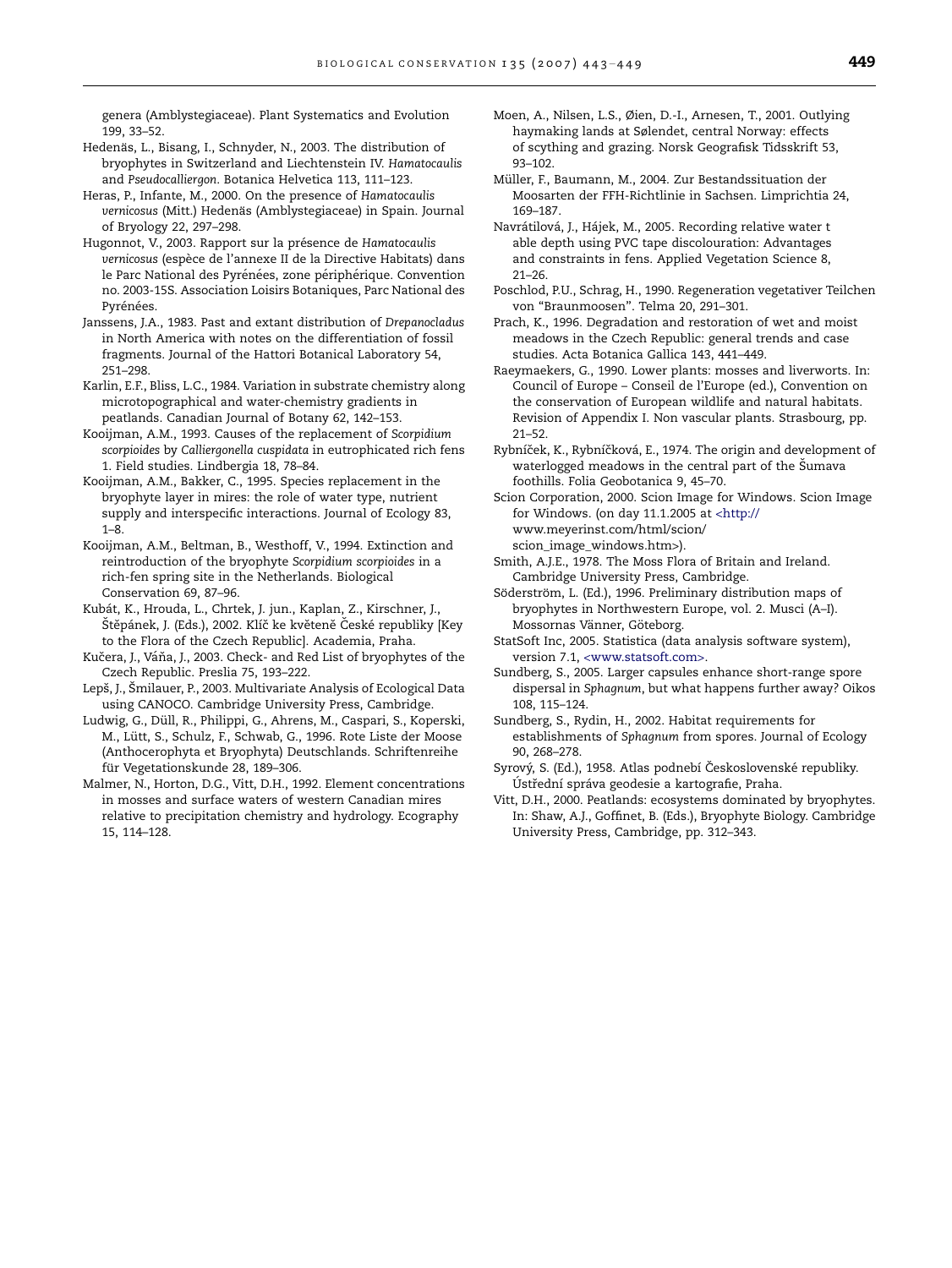genera (Amblystegiaceae). Plant Systematics and Evolution 199, 33–52.

Hedenäs, L., Bisang, I., Schnyder, N., 2003. The distribution of bryophytes in Switzerland and Liechtenstein IV. *Hamatocaulis* and *Pseudocalliergon*. Botanica Helvetica 113, 111–123.

Heras, P., Infante, M., 2000. On the presence of *Hamatocaulis vernicosus* (Mitt.) Hedenäs (Amblystegiaceae) in Spain. Journal of Bryology 22, 297–298.

Hugonnot, V., 2003. Rapport sur la présence de *Hamatocaulis vernicosus* (espèce de l'annexe II de la Directive Habitats) dans le Parc National des Pyrénées, zone périphérique. Convention no. 2003-15S. Association Loisirs Botaniques, Parc National des Pyrénées.

Janssens, J.A., 1983. Past and extant distribution of *Drepanocladus* in North America with notes on the differentiation of fossil fragments. Journal of the Hattori Botanical Laboratory 54, 251–298.

Karlin, E.F., Bliss, L.C., 1984. Variation in substrate chemistry along microtopographical and water-chemistry gradients in peatlands. Canadian Journal of Botany 62, 142–153.

Kooijman, A.M., 1993. Causes of the replacement of *Scorpidium scorpioides* by *Calliergonella cuspidata* in eutrophicated rich fens 1. Field studies. Lindbergia 18, 78–84.

Kooijman, A.M., Bakker, C., 1995. Species replacement in the bryophyte layer in mires: the role of water type, nutrient supply and interspecific interactions. Journal of Ecology 83, 1–8.

Kooijman, A.M., Beltman, B., Westhoff, V., 1994. Extinction and reintroduction of the bryophyte *Scorpidium scorpioides* in a rich-fen spring site in the Netherlands. Biological Conservation 69, 87–96.

Kubát, K., Hrouda, L., Chrtek, J. jun., Kaplan, Z., Kirschner, J., Štěpánek, J. (Eds.), 2002. Klíč ke květeně České republiky [Key to the Flora of the Czech Republic]. Academia, Praha.

Kučera, J., Váňa, J., 2003. Check- and Red List of bryophytes of the Czech Republic. Preslia 75, 193–222.

Lepš, J., Šmilauer, P., 2003. Multivariate Analysis of Ecological Data using CANOCO. Cambridge University Press, Cambridge.

Ludwig, G., Düll, R., Philippi, G., Ahrens, M., Caspari, S., Koperski, M., Lütt, S., Schulz, F., Schwab, G., 1996. Rote Liste der Moose (Anthocerophyta et Bryophyta) Deutschlands. Schriftenreihe für Vegetationskunde 28, 189–306.

Malmer, N., Horton, D.G., Vitt, D.H., 1992. Element concentrations in mosses and surface waters of western Canadian mires relative to precipitation chemistry and hydrology. Ecography 15, 114–128.

Moen, A., Nilsen, L.S., Øien, D.-I., Arnesen, T., 2001. Outlying haymaking lands at Sølendet, central Norway: effects of scything and grazing. Norsk Geografisk Tidsskrift 53, 93–102.

Müller, F., Baumann, M., 2004. Zur Bestandssituation der Moosarten der FFH-Richtlinie in Sachsen. Limprichtia 24, 169–187.

Navrátilová, J., Hájek, M., 2005. Recording relative water table depth using PVC tape discolouration: Advantages and constraints in fens. Applied Vegetation Science 8, 21–26.

Poschlod, P.U., Schrag, H., 1990. Regeneration vegetativer Teilchen von "Braunmoosen". Telma 20, 291–301.

Prach, K., 1996. Degradation and restoration of wet and moist meadows in the Czech Republic: general trends and case studies. Acta Botanica Gallica 143, 441–449.

Raeymaekers, G., 1990. Lower plants: mosses and liverworts. In: Council of Europe – Conseil de l'Europe (ed.), Convention on the conservation of European wildlife and natural habitats. Revision of Appendix I. Non vascular plants. Strasbourg, pp. 21–52.

Rybníček, K., Rybníčková, E., 1974. The origin and development of waterlogged meadows in the central part of the Šumava foothills. Folia Geobotanica 9, 45–70.

Scion Corporation, 2000. Scion Image for Windows. Scion Image for Windows. (on day 11.1.2005 at <http://www.meyerinst.com/html/scion/scion_image_windows.htm>).

Smith, A.J.E., 1978. The Moss Flora of Britain and Ireland. Cambridge University Press, Cambridge.

Söderström, L. (Ed.), 1996. Preliminary distribution maps of bryophytes in Northwestern Europe, vol. 2. Musci (A–I). Mossornas Vänner, Göteborg.

StatSoft Inc, 2005. Statistica (data analysis software system), version 7.1, <www.statsoft.com>.

Sundberg, S., 2005. Larger capsules enhance short-range spore dispersal in *Sphagnum*, but what happens further away? Oikos 108, 115–124.

Sundberg, S., Rydin, H., 2002. Habitat requirements for establishments of *Sphagnum* from spores. Journal of Ecology 90, 268–278.

Syrový, S. (Ed.), 1958. Atlas podnebí Československé republiky. Ústřední správa geodesie a kartografie, Praha.

Vitt, D.H., 2000. Peatlands: ecosystems dominated by bryophytes. In: Shaw, A.J., Goffinet, B. (Eds.), Bryophyte Biology. Cambridge University Press, Cambridge, pp. 312–343.